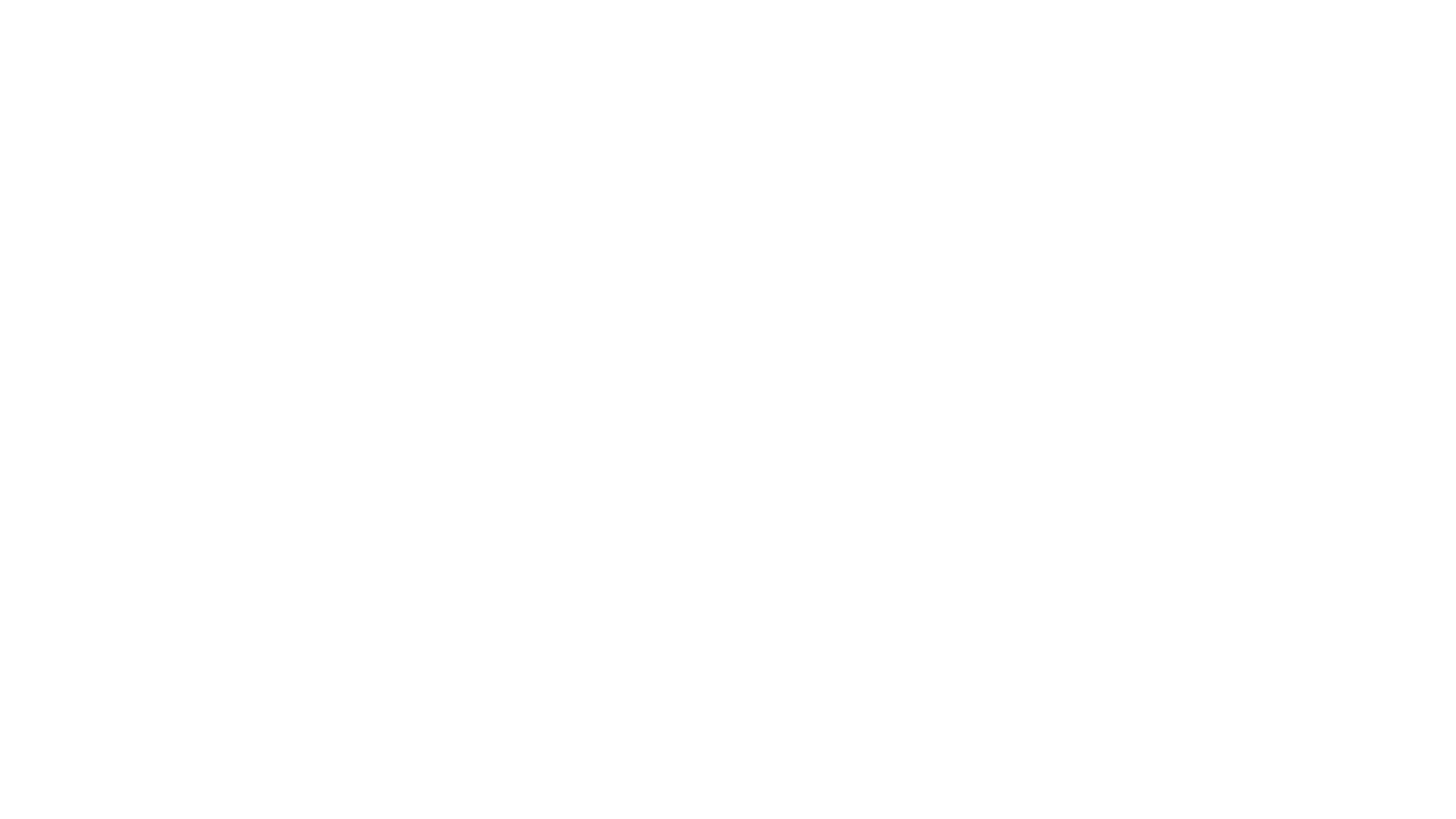# 30 March 2022 Sydney, Australia

# **Updated Nyrada Investor Roadshow Presentation**

Nyrada Inc (ASX: NYR) is pleased to provide shareholders and the market generally with the attached presentation ahead of a domestic investor roadshow led by Nyrada CEO, James Bonnar, which istaking place during March and April 2022.

The presentation provides an overview of the Company's two lead drug development programs and an update on their progress as they advance towards Phase I first-in-human studies.

-ENDS-

## **About Nyrada Inc**

Nyrada is a preclinical stage, drug discovery and development company, specialising in novel small molecule drugs to treat cardiovascular and neurological diseases. The Company has two main programs, each targeting market sectors of significant size and considerable unmet clinical need. These are a cholesterol-lowering drug and a drug to treat brain injury, specifically traumatic brain injury and stroke. Nyrada Inc. ARBN 625 401 818 is a company incorporated in the state of Delaware, US, and the liability of its stockholders is limited.

#### [www.nyrada.com](http://www.nyrada.com/)

*Authorised by Mr. John Moore, Non-Executive Chairman, on behalf of the Board.*

**Investor & Corporate Enquiries: Company Secretary:** Laura Vize **David Franks** Investor Relations Manager T: 02 8072 1400 E: [info@nyrada.com](mailto:info@nyrada.com)

T: 02 9498 3390 E: [David.Franks@automicgroup.com.au](mailto:David.Franks@automicgroup.com.au)

**Media Enquiries:** Catherine Strong Citadel-MAGNUS T: 02 8234 0111 E: [cstrong@citadelmagnus.com](mailto:cstrong@citadelmagnus.com)